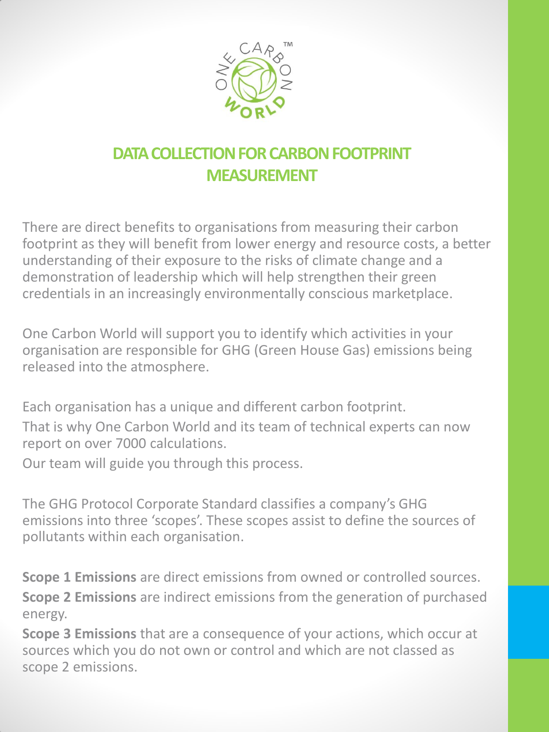# DATA COLLECTION FOR CARBON FOOTPRINT MEASUREMENT

There are direct benefits to organisations from measuring their carbon footprint as they will benefit from lower energy and resource costs, a better understanding of their exposure to the risks of climate change and a demonstration of leadership which will help strengthen their green credentials in an increasingly environmentally conscious marketplace.

One Carbon World will support you to identify which activities in your organisation are responsible for GHG (Green House Gas) emissions being released into the atmosphere.

Each organisation has a unique and different carbon footprint.

That is why One Carbon World and its team of technical experts can now report on over 7000 calculations.

Our team will guide you through this process.

The GHG Protocol Corporate Standard classifies a company's GHG emissions into three 'scopes'. These scopes assist to define the sources of pollutants within each organisation.

**Scope 1 Emissions** are direct emissions from owned or controlled sources.

**Scope 2 Emissions** are indirect emissions from the generation of purchased energy.

**Scope 3 Emissions** that are a consequence of your actions, which occur at sources which you do not own or control and which are not classed as scope 2 emissions.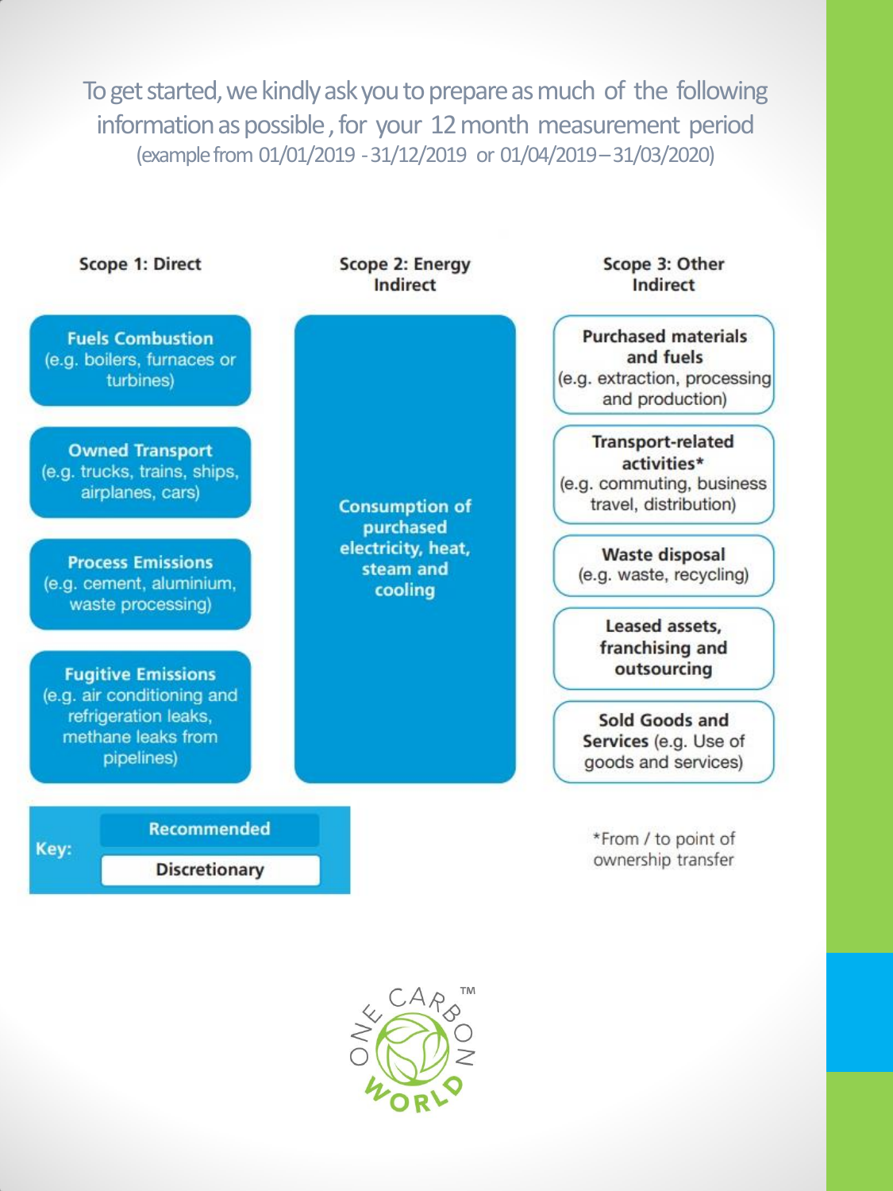To get started, we kindly ask you to prepare as much of the following information as possible, for your 12 month measurement period
(example from 01/01/2019 - 31/12/2019 or 01/04/2019 – 31/03/2020)

| Scope 1: Direct | Scope 2: Energy Indirect | Scope 3: Other Indirect |
| --- | --- | --- |
| **Fuels Combustion** (e.g. boilers, furnaces or turbines) | **Consumption of purchased electricity, heat, steam and cooling** | **Purchased materials and fuels** (e.g. extraction, processing and production) |
| **Owned Transport** (e.g. trucks, trains, ships, airplanes, cars) | | **Transport-related activities*** (e.g. commuting, business travel, distribution) |
| **Process Emissions** (e.g. cement, aluminium, waste processing) | | **Waste disposal** (e.g. waste, recycling) |
| **Fugitive Emissions** (e.g. air conditioning and refrigeration leaks, methane leaks from pipelines) | | **Leased assets, franchising and outsourcing** |
| | | **Sold Goods and Services** (e.g. Use of goods and services) |

**Key:**
- Recommended
- Discretionary

*From / to point of ownership transfer

ONE CARBON WORLD™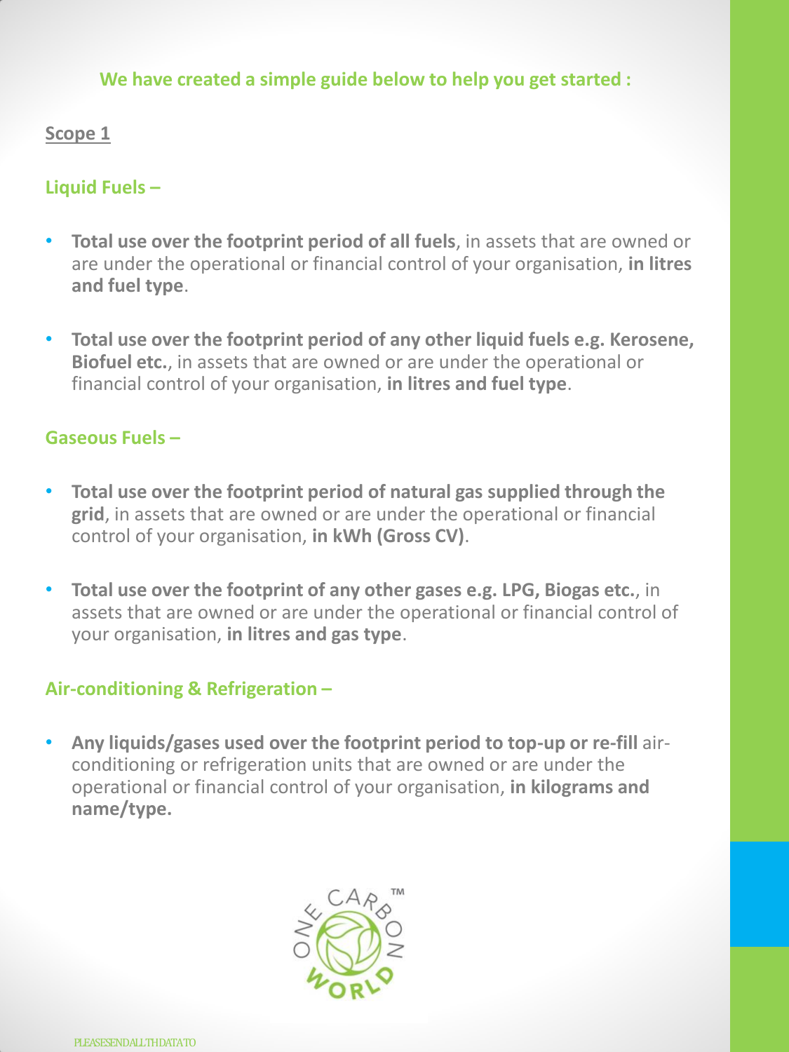**We have created a simple guide below to help you get started :**

## Scope 1

### Liquid Fuels –

- **Total use over the footprint period of all fuels**, in assets that are owned or are under the operational or financial control of your organisation, **in litres and fuel type**.
- **Total use over the footprint period of any other liquid fuels e.g. Kerosene, Biofuel etc.**, in assets that are owned or are under the operational or financial control of your organisation, **in litres and fuel type**.

### Gaseous Fuels –

- **Total use over the footprint period of natural gas supplied through the grid**, in assets that are owned or are under the operational or financial control of your organisation, **in kWh (Gross CV)**.
- **Total use over the footprint of any other gases e.g. LPG, Biogas etc.**, in assets that are owned or are under the operational or financial control of your organisation, **in litres and gas type**.

### Air-conditioning & Refrigeration –

- **Any liquids/gases used over the footprint period to top-up or re-fill** air-conditioning or refrigeration units that are owned or are under the operational or financial control of your organisation, **in kilograms and name/type.**

PLEASESENDALLTHDATATO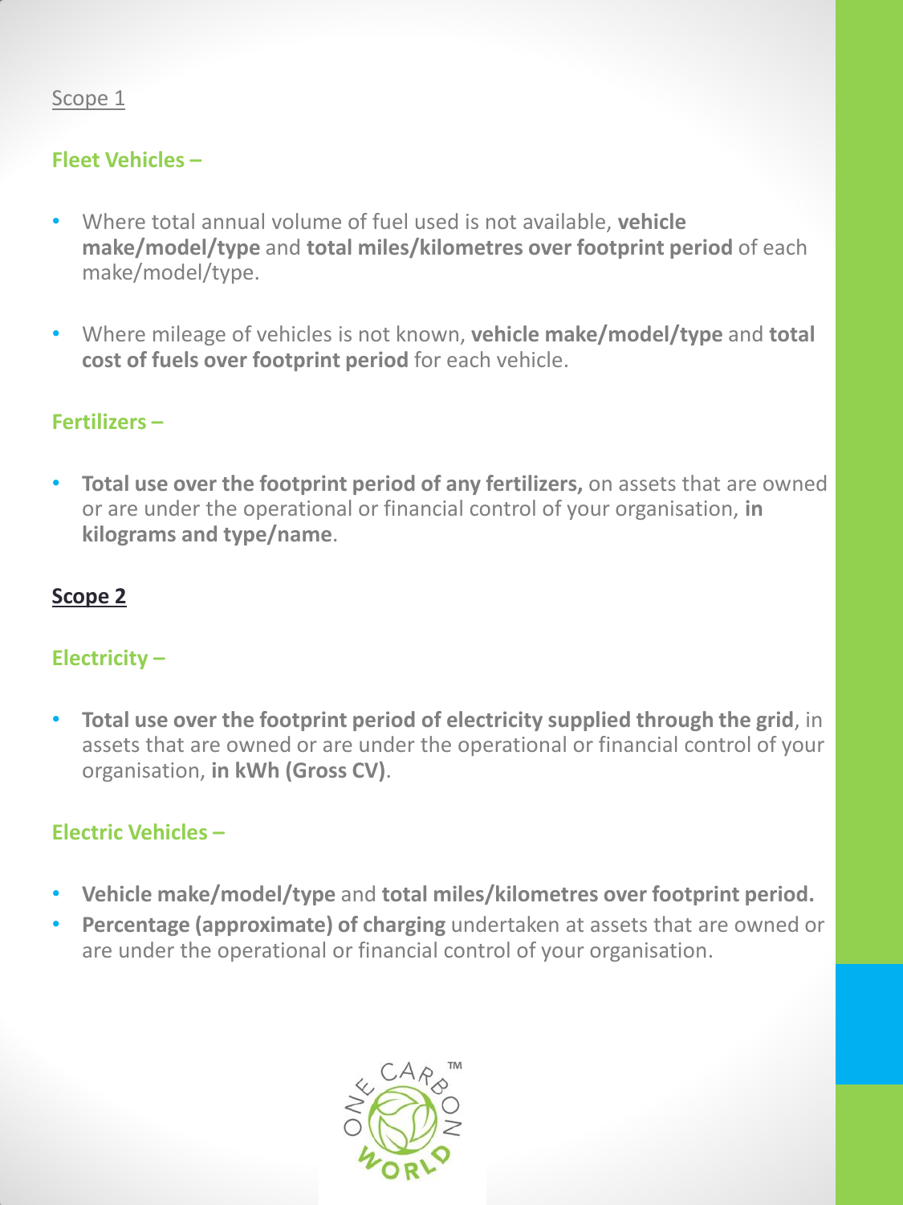Scope 1

### Fleet Vehicles –

- Where total annual volume of fuel used is not available, **vehicle make/model/type** and **total miles/kilometres over footprint period** of each make/model/type.
- Where mileage of vehicles is not known, **vehicle make/model/type** and **total cost of fuels over footprint period** for each vehicle.

### Fertilizers –

- **Total use over the footprint period of any fertilizers,** on assets that are owned or are under the operational or financial control of your organisation, **in kilograms and type/name**.

## Scope 2

### Electricity –

- **Total use over the footprint period of electricity supplied through the grid**, in assets that are owned or are under the operational or financial control of your organisation, **in kWh (Gross CV)**.

### Electric Vehicles –

- **Vehicle make/model/type** and **total miles/kilometres over footprint period.**
- **Percentage (approximate) of charging** undertaken at assets that are owned or are under the operational or financial control of your organisation.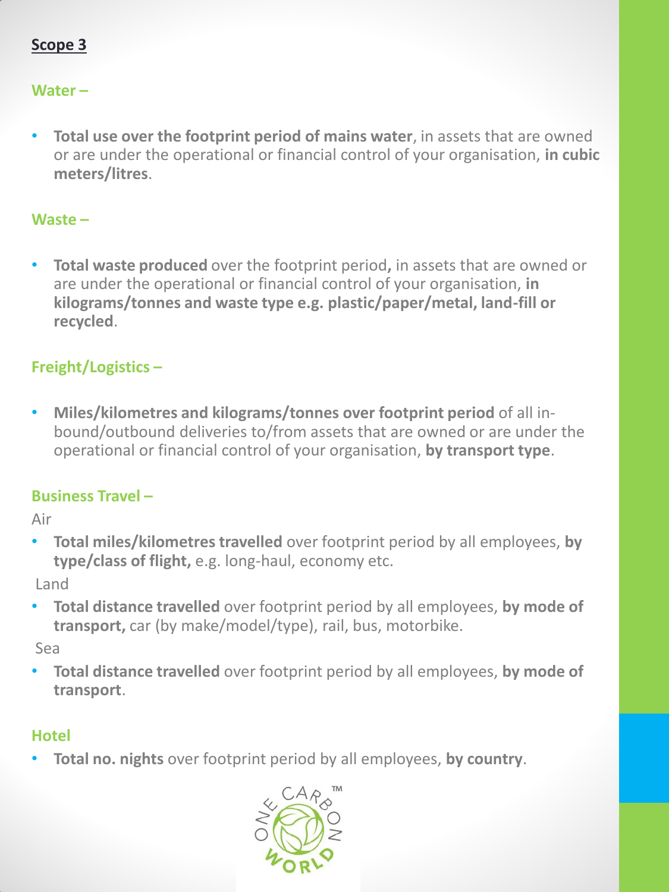## Scope 3

### Water –

- **Total use over the footprint period of mains water**, in assets that are owned or are under the operational or financial control of your organisation, **in cubic meters/litres**.

### Waste –

- **Total waste produced** over the footprint period**,** in assets that are owned or are under the operational or financial control of your organisation, **in kilograms/tonnes and waste type e.g. plastic/paper/metal, land-fill or recycled**.

### Freight/Logistics –

- **Miles/kilometres and kilograms/tonnes over footprint period** of all in-bound/outbound deliveries to/from assets that are owned or are under the operational or financial control of your organisation, **by transport type**.

### Business Travel –

Air

- **Total miles/kilometres travelled** over footprint period by all employees, **by type/class of flight,** e.g. long-haul, economy etc.

Land

- **Total distance travelled** over footprint period by all employees, **by mode of transport,** car (by make/model/type), rail, bus, motorbike.

Sea

- **Total distance travelled** over footprint period by all employees, **by mode of transport**.

### Hotel

- **Total no. nights** over footprint period by all employees, **by country**.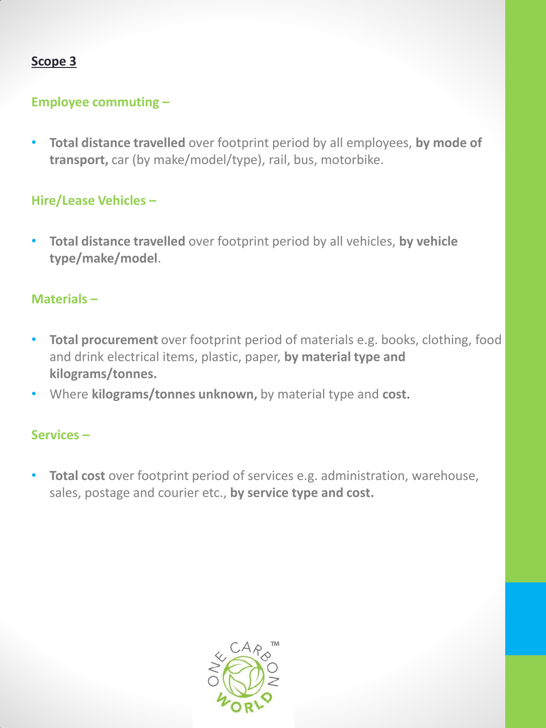## Scope 3

### Employee commuting –

- **Total distance travelled** over footprint period by all employees, **by mode of transport,** car (by make/model/type), rail, bus, motorbike.

### Hire/Lease Vehicles –

- **Total distance travelled** over footprint period by all vehicles, **by vehicle type/make/model**.

### Materials –

- **Total procurement** over footprint period of materials e.g. books, clothing, food and drink electrical items, plastic, paper, **by material type and kilograms/tonnes.**
- Where **kilograms/tonnes unknown,** by material type and **cost.**

### Services –

- **Total cost** over footprint period of services e.g. administration, warehouse, sales, postage and courier etc., **by service type and cost.**